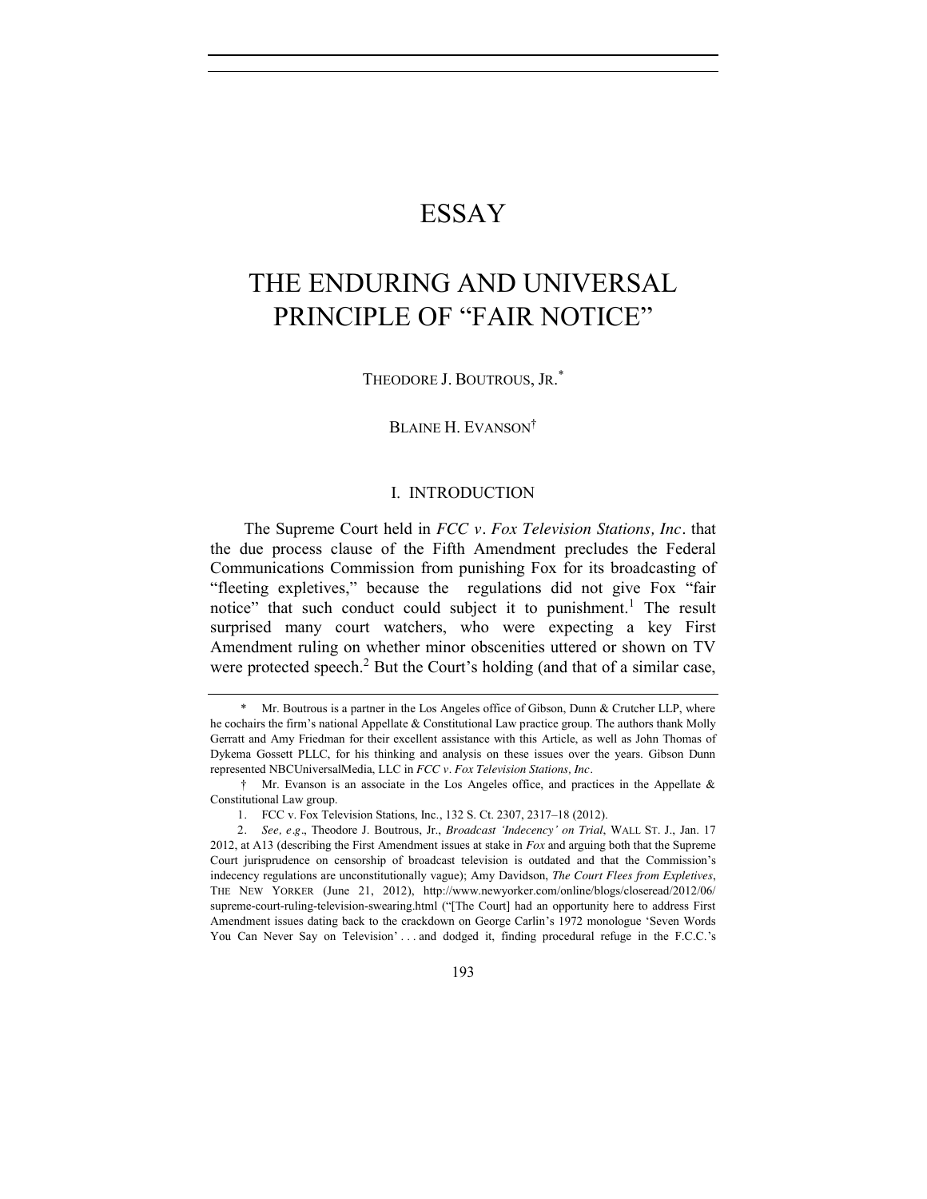# ESSAY

# THE ENDURING AND UNIVERSAL PRINCIPLE OF "FAIR NOTICE"

THEODORE J. BOUTROUS, JR.*

BLAINE H. EVANSON†

## I. INTRODUCTION

The Supreme Court held in *FCC v. Fox Television Stations, Inc.* that the due process clause of the Fifth Amendment precludes the Federal Communications Commission from punishing Fox for its broadcasting of "fleeting expletives," because the regulations did not give Fox "fair notice" that such conduct could subject it to punishment.[1] The result surprised many court watchers, who were expecting a key First Amendment ruling on whether minor obscenities uttered or shown on TV were protected speech.[2] But the Court's holding (and that of a similar case,

---

\* Mr. Boutrous is a partner in the Los Angeles office of Gibson, Dunn & Crutcher LLP, where he cochairs the firm's national Appellate & Constitutional Law practice group. The authors thank Molly Gerratt and Amy Friedman for their excellent assistance with this Article, as well as John Thomas of Dykema Gossett PLLC, for his thinking and analysis on these issues over the years. Gibson Dunn represented NBCUniversalMedia, LLC in *FCC v. Fox Television Stations, Inc.*

† Mr. Evanson is an associate in the Los Angeles office, and practices in the Appellate & Constitutional Law group.

1. FCC v. Fox Television Stations, Inc., 132 S. Ct. 2307, 2317–18 (2012).

2. *See, e.g.*, Theodore J. Boutrous, Jr., *Broadcast 'Indecency' on Trial*, WALL ST. J., Jan. 17 2012, at A13 (describing the First Amendment issues at stake in *Fox* and arguing both that the Supreme Court jurisprudence on censorship of broadcast television is outdated and that the Commission's indecency regulations are unconstitutionally vague); Amy Davidson, *The Court Flees from Expletives*, THE NEW YORKER (June 21, 2012), http://www.newyorker.com/online/blogs/closeread/2012/06/supreme-court-ruling-television-swearing.html ("[The Court] had an opportunity here to address First Amendment issues dating back to the crackdown on George Carlin's 1972 monologue 'Seven Words You Can Never Say on Television' . . . and dodged it, finding procedural refuge in the F.C.C.'s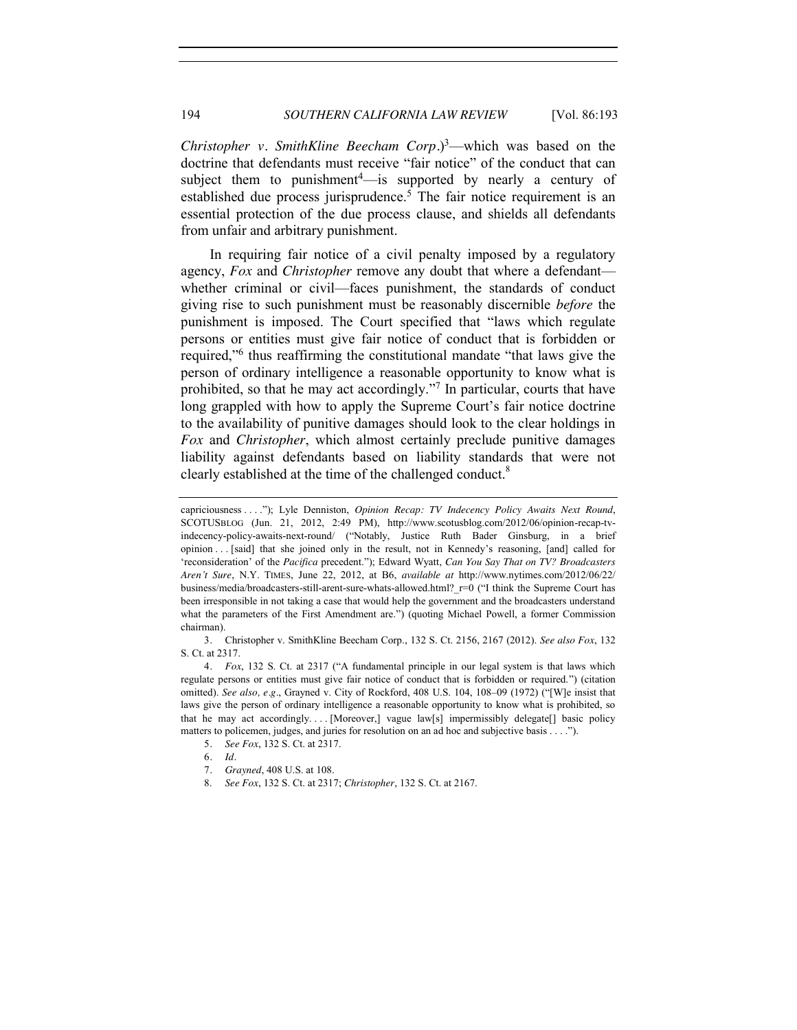*Christopher v. SmithKline Beecham Corp.*)[3]—which was based on the doctrine that defendants must receive "fair notice" of the conduct that can subject them to punishment[4]—is supported by nearly a century of established due process jurisprudence.[5] The fair notice requirement is an essential protection of the due process clause, and shields all defendants from unfair and arbitrary punishment.

In requiring fair notice of a civil penalty imposed by a regulatory agency, *Fox* and *Christopher* remove any doubt that where a defendant—whether criminal or civil—faces punishment, the standards of conduct giving rise to such punishment must be reasonably discernible *before* the punishment is imposed. The Court specified that "laws which regulate persons or entities must give fair notice of conduct that is forbidden or required,"[6] thus reaffirming the constitutional mandate "that laws give the person of ordinary intelligence a reasonable opportunity to know what is prohibited, so that he may act accordingly."[7] In particular, courts that have long grappled with how to apply the Supreme Court's fair notice doctrine to the availability of punitive damages should look to the clear holdings in *Fox* and *Christopher*, which almost certainly preclude punitive damages liability against defendants based on liability standards that were not clearly established at the time of the challenged conduct.[8]

---

capriciousness . . . ."); Lyle Denniston, *Opinion Recap: TV Indecency Policy Awaits Next Round*, SCOTUSBLOG (Jun. 21, 2012, 2:49 PM), http://www.scotusblog.com/2012/06/opinion-recap-tv-indecency-policy-awaits-next-round/ ("Notably, Justice Ruth Bader Ginsburg, in a brief opinion . . . [said] that she joined only in the result, not in Kennedy's reasoning, [and] called for 'reconsideration' of the *Pacifica* precedent."); Edward Wyatt, *Can You Say That on TV? Broadcasters Aren't Sure*, N.Y. TIMES, June 22, 2012, at B6, *available at* http://www.nytimes.com/2012/06/22/business/media/broadcasters-still-arent-sure-whats-allowed.html?_r=0 ("I think the Supreme Court has been irresponsible in not taking a case that would help the government and the broadcasters understand what the parameters of the First Amendment are.") (quoting Michael Powell, a former Commission chairman).

3. Christopher v. SmithKline Beecham Corp., 132 S. Ct. 2156, 2167 (2012). *See also Fox*, 132 S. Ct. at 2317.

4. *Fox*, 132 S. Ct. at 2317 ("A fundamental principle in our legal system is that laws which regulate persons or entities must give fair notice of conduct that is forbidden or required.") (citation omitted). *See also, e.g.*, Grayned v. City of Rockford, 408 U.S. 104, 108–09 (1972) ("[W]e insist that laws give the person of ordinary intelligence a reasonable opportunity to know what is prohibited, so that he may act accordingly. . . . [Moreover,] vague law[s] impermissibly delegate[] basic policy matters to policemen, judges, and juries for resolution on an ad hoc and subjective basis . . . .").

5. *See Fox*, 132 S. Ct. at 2317.

6. *Id*.

7. *Grayned*, 408 U.S. at 108.

8. *See Fox*, 132 S. Ct. at 2317; *Christopher*, 132 S. Ct. at 2167.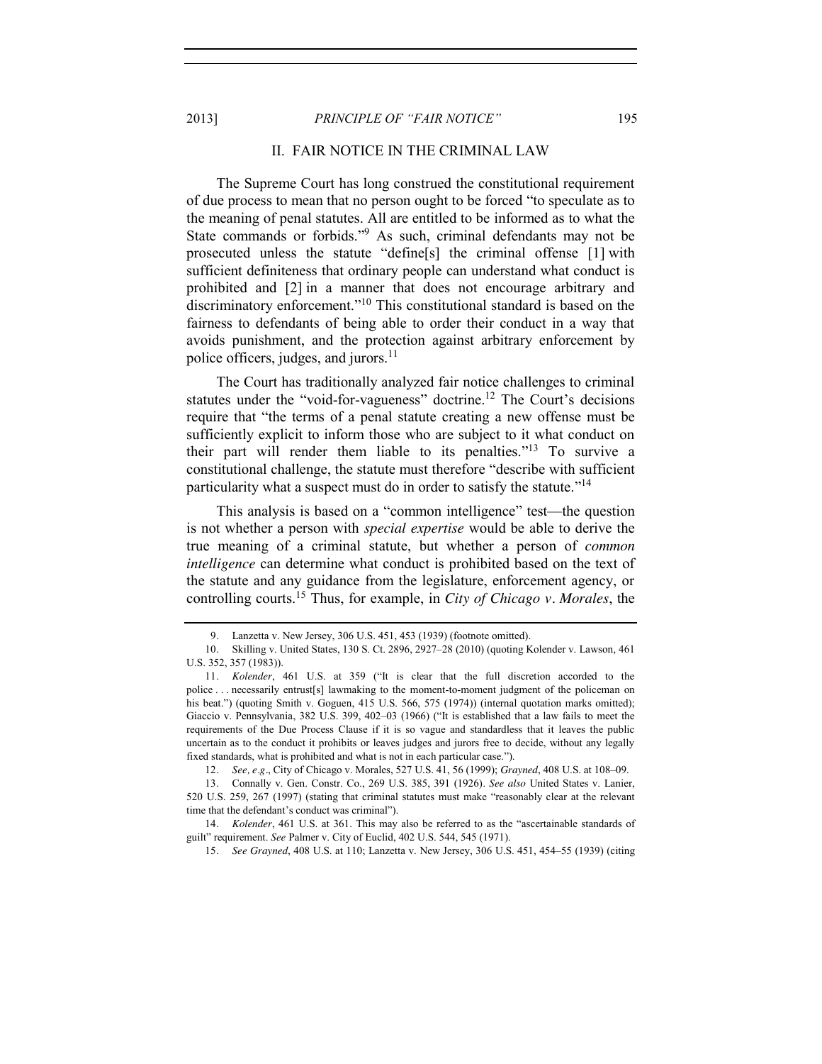## II. FAIR NOTICE IN THE CRIMINAL LAW

The Supreme Court has long construed the constitutional requirement of due process to mean that no person ought to be forced "to speculate as to the meaning of penal statutes. All are entitled to be informed as to what the State commands or forbids."[9] As such, criminal defendants may not be prosecuted unless the statute "define[s] the criminal offense [1] with sufficient definiteness that ordinary people can understand what conduct is prohibited and [2] in a manner that does not encourage arbitrary and discriminatory enforcement."[10] This constitutional standard is based on the fairness to defendants of being able to order their conduct in a way that avoids punishment, and the protection against arbitrary enforcement by police officers, judges, and jurors.[11]

The Court has traditionally analyzed fair notice challenges to criminal statutes under the "void-for-vagueness" doctrine.[12] The Court's decisions require that "the terms of a penal statute creating a new offense must be sufficiently explicit to inform those who are subject to it what conduct on their part will render them liable to its penalties."[13] To survive a constitutional challenge, the statute must therefore "describe with sufficient particularity what a suspect must do in order to satisfy the statute."[14]

This analysis is based on a "common intelligence" test—the question is not whether a person with *special expertise* would be able to derive the true meaning of a criminal statute, but whether a person of *common intelligence* can determine what conduct is prohibited based on the text of the statute and any guidance from the legislature, enforcement agency, or controlling courts.[15] Thus, for example, in *City of Chicago v. Morales*, the

---

9. Lanzetta v. New Jersey, 306 U.S. 451, 453 (1939) (footnote omitted).

10. Skilling v. United States, 130 S. Ct. 2896, 2927–28 (2010) (quoting Kolender v. Lawson, 461 U.S. 352, 357 (1983)).

11. *Kolender*, 461 U.S. at 359 ("It is clear that the full discretion accorded to the police . . . necessarily entrust[s] lawmaking to the moment-to-moment judgment of the policeman on his beat.") (quoting Smith v. Goguen, 415 U.S. 566, 575 (1974)) (internal quotation marks omitted); Giaccio v. Pennsylvania, 382 U.S. 399, 402–03 (1966) ("It is established that a law fails to meet the requirements of the Due Process Clause if it is so vague and standardless that it leaves the public uncertain as to the conduct it prohibits or leaves judges and jurors free to decide, without any legally fixed standards, what is prohibited and what is not in each particular case.").

12. *See, e.g.*, City of Chicago v. Morales, 527 U.S. 41, 56 (1999); *Grayned*, 408 U.S. at 108–09.

13. Connally v. Gen. Constr. Co., 269 U.S. 385, 391 (1926). *See also* United States v. Lanier, 520 U.S. 259, 267 (1997) (stating that criminal statutes must make "reasonably clear at the relevant time that the defendant's conduct was criminal").

14. *Kolender*, 461 U.S. at 361. This may also be referred to as the "ascertainable standards of guilt" requirement. *See* Palmer v. City of Euclid, 402 U.S. 544, 545 (1971).

15. *See Grayned*, 408 U.S. at 110; Lanzetta v. New Jersey, 306 U.S. 451, 454–55 (1939) (citing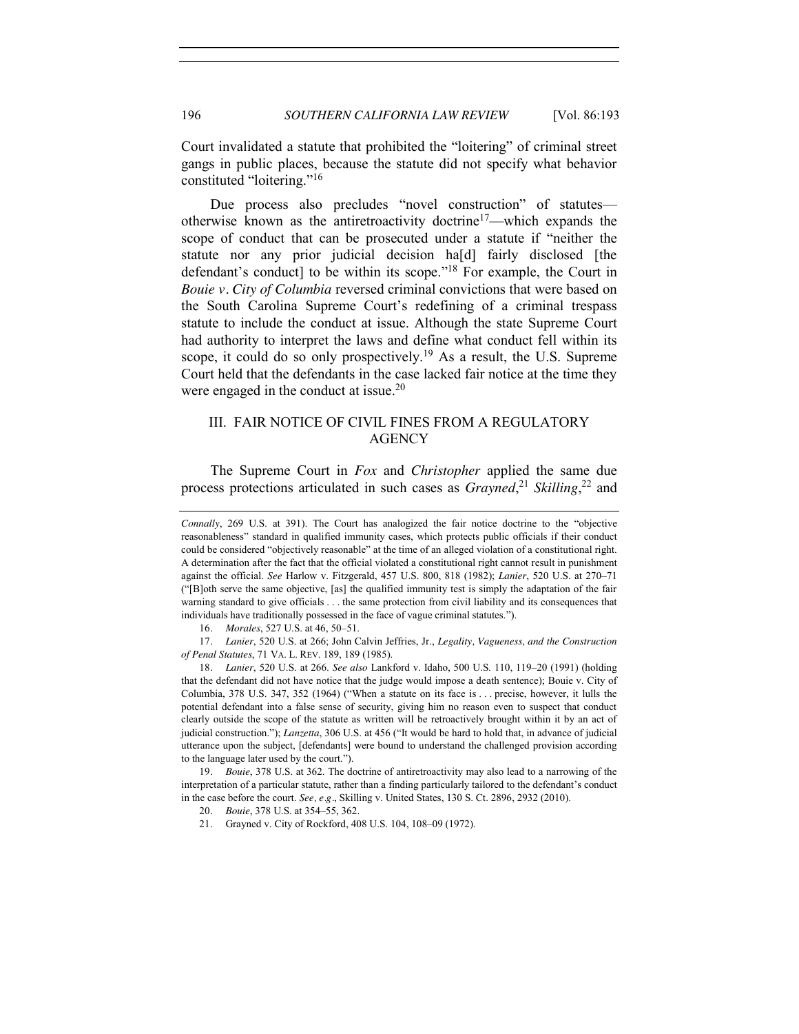Court invalidated a statute that prohibited the "loitering" of criminal street gangs in public places, because the statute did not specify what behavior constituted "loitering."[16]

Due process also precludes "novel construction" of statutes—otherwise known as the antiretroactivity doctrine[17]—which expands the scope of conduct that can be prosecuted under a statute if "neither the statute nor any prior judicial decision ha[d] fairly disclosed [the defendant's conduct] to be within its scope."[18] For example, the Court in *Bouie v. City of Columbia* reversed criminal convictions that were based on the South Carolina Supreme Court's redefining of a criminal trespass statute to include the conduct at issue. Although the state Supreme Court had authority to interpret the laws and define what conduct fell within its scope, it could do so only prospectively.[19] As a result, the U.S. Supreme Court held that the defendants in the case lacked fair notice at the time they were engaged in the conduct at issue.[20]

## III. FAIR NOTICE OF CIVIL FINES FROM A REGULATORY AGENCY

The Supreme Court in *Fox* and *Christopher* applied the same due process protections articulated in such cases as *Grayned*,[21] *Skilling*,[22] and

---

*Connally*, 269 U.S. at 391). The Court has analogized the fair notice doctrine to the "objective reasonableness" standard in qualified immunity cases, which protects public officials if their conduct could be considered "objectively reasonable" at the time of an alleged violation of a constitutional right. A determination after the fact that the official violated a constitutional right cannot result in punishment against the official. *See* Harlow v. Fitzgerald, 457 U.S. 800, 818 (1982); *Lanier*, 520 U.S. at 270–71 ("[B]oth serve the same objective, [as] the qualified immunity test is simply the adaptation of the fair warning standard to give officials . . . the same protection from civil liability and its consequences that individuals have traditionally possessed in the face of vague criminal statutes.").

16. *Morales*, 527 U.S. at 46, 50–51.

17. *Lanier*, 520 U.S. at 266; John Calvin Jeffries, Jr., *Legality, Vagueness, and the Construction of Penal Statutes*, 71 VA. L. REV. 189, 189 (1985).

18. *Lanier*, 520 U.S. at 266. *See also* Lankford v. Idaho, 500 U.S. 110, 119–20 (1991) (holding that the defendant did not have notice that the judge would impose a death sentence); Bouie v. City of Columbia, 378 U.S. 347, 352 (1964) ("When a statute on its face is . . . precise, however, it lulls the potential defendant into a false sense of security, giving him no reason even to suspect that conduct clearly outside the scope of the statute as written will be retroactively brought within it by an act of judicial construction."); *Lanzetta*, 306 U.S. at 456 ("It would be hard to hold that, in advance of judicial utterance upon the subject, [defendants] were bound to understand the challenged provision according to the language later used by the court.").

19. *Bouie*, 378 U.S. at 362. The doctrine of antiretroactivity may also lead to a narrowing of the interpretation of a particular statute, rather than a finding particularly tailored to the defendant's conduct in the case before the court. *See, e.g.*, Skilling v. United States, 130 S. Ct. 2896, 2932 (2010).

20. *Bouie*, 378 U.S. at 354–55, 362.

21. Grayned v. City of Rockford, 408 U.S. 104, 108–09 (1972).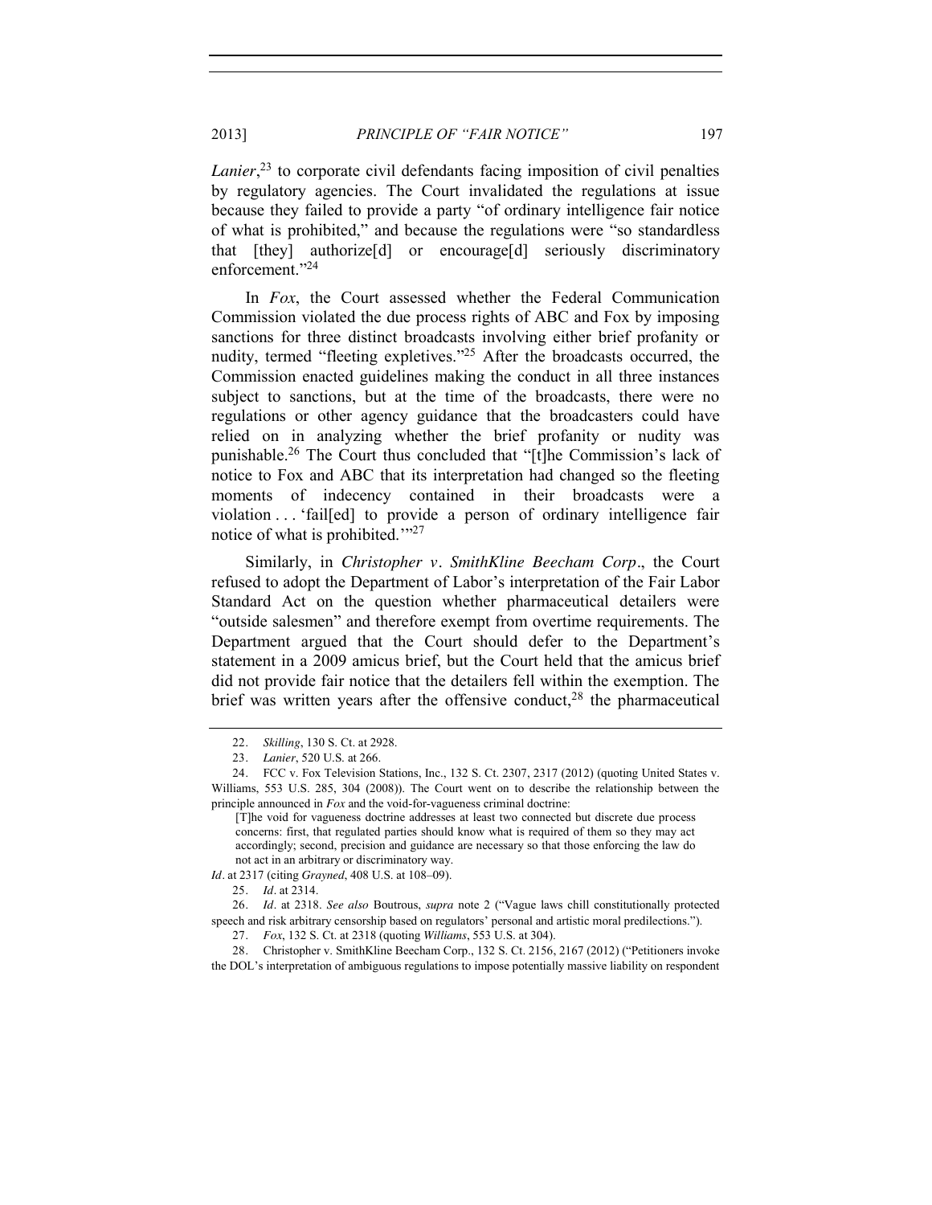*Lanier*,[23] to corporate civil defendants facing imposition of civil penalties by regulatory agencies. The Court invalidated the regulations at issue because they failed to provide a party "of ordinary intelligence fair notice of what is prohibited," and because the regulations were "so standardless that [they] authorize[d] or encourage[d] seriously discriminatory enforcement."[24]

In *Fox*, the Court assessed whether the Federal Communication Commission violated the due process rights of ABC and Fox by imposing sanctions for three distinct broadcasts involving either brief profanity or nudity, termed "fleeting expletives."[25] After the broadcasts occurred, the Commission enacted guidelines making the conduct in all three instances subject to sanctions, but at the time of the broadcasts, there were no regulations or other agency guidance that the broadcasters could have relied on in analyzing whether the brief profanity or nudity was punishable.[26] The Court thus concluded that "[t]he Commission's lack of notice to Fox and ABC that its interpretation had changed so the fleeting moments of indecency contained in their broadcasts were a violation . . . 'fail[ed] to provide a person of ordinary intelligence fair notice of what is prohibited.'"[27]

Similarly, in *Christopher v. SmithKline Beecham Corp*., the Court refused to adopt the Department of Labor's interpretation of the Fair Labor Standard Act on the question whether pharmaceutical detailers were "outside salesmen" and therefore exempt from overtime requirements. The Department argued that the Court should defer to the Department's statement in a 2009 amicus brief, but the Court held that the amicus brief did not provide fair notice that the detailers fell within the exemption. The brief was written years after the offensive conduct,[28] the pharmaceutical

---

22. *Skilling*, 130 S. Ct. at 2928.

23. *Lanier*, 520 U.S. at 266.

24. FCC v. Fox Television Stations, Inc., 132 S. Ct. 2307, 2317 (2012) (quoting United States v. Williams, 553 U.S. 285, 304 (2008)). The Court went on to describe the relationship between the principle announced in *Fox* and the void-for-vagueness criminal doctrine:

> [T]he void for vagueness doctrine addresses at least two connected but discrete due process concerns: first, that regulated parties should know what is required of them so they may act accordingly; second, precision and guidance are necessary so that those enforcing the law do not act in an arbitrary or discriminatory way.

*Id*. at 2317 (citing *Grayned*, 408 U.S. at 108–09).

25. *Id*. at 2314.

26. *Id*. at 2318. *See also* Boutrous, *supra* note 2 ("Vague laws chill constitutionally protected speech and risk arbitrary censorship based on regulators' personal and artistic moral predilections.").

27. *Fox*, 132 S. Ct. at 2318 (quoting *Williams*, 553 U.S. at 304).

28. Christopher v. SmithKline Beecham Corp., 132 S. Ct. 2156, 2167 (2012) ("Petitioners invoke the DOL's interpretation of ambiguous regulations to impose potentially massive liability on respondent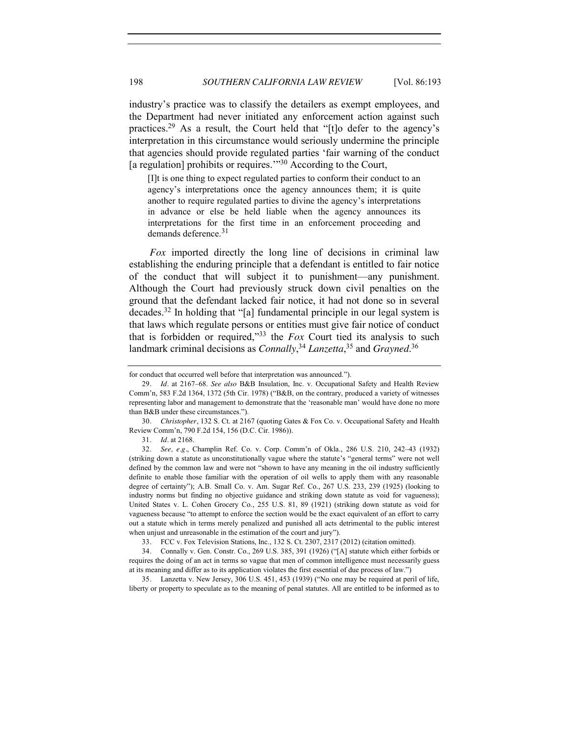industry's practice was to classify the detailers as exempt employees, and the Department had never initiated any enforcement action against such practices.[29] As a result, the Court held that "[t]o defer to the agency's interpretation in this circumstance would seriously undermine the principle that agencies should provide regulated parties 'fair warning of the conduct [a regulation] prohibits or requires.'"[30] According to the Court,

> [I]t is one thing to expect regulated parties to conform their conduct to an agency's interpretations once the agency announces them; it is quite another to require regulated parties to divine the agency's interpretations in advance or else be held liable when the agency announces its interpretations for the first time in an enforcement proceeding and demands deference.[31]

*Fox* imported directly the long line of decisions in criminal law establishing the enduring principle that a defendant is entitled to fair notice of the conduct that will subject it to punishment—any punishment. Although the Court had previously struck down civil penalties on the ground that the defendant lacked fair notice, it had not done so in several decades.[32] In holding that "[a] fundamental principle in our legal system is that laws which regulate persons or entities must give fair notice of conduct that is forbidden or required,"[33] the *Fox* Court tied its analysis to such landmark criminal decisions as *Connally*,[34] *Lanzetta*,[35] and *Grayned*.[36]

---

for conduct that occurred well before that interpretation was announced.").

29. *Id*. at 2167–68. *See also* B&B Insulation, Inc. v. Occupational Safety and Health Review Comm'n, 583 F.2d 1364, 1372 (5th Cir. 1978) ("B&B, on the contrary, produced a variety of witnesses representing labor and management to demonstrate that the 'reasonable man' would have done no more than B&B under these circumstances.").

30. *Christopher*, 132 S. Ct. at 2167 (quoting Gates & Fox Co. v. Occupational Safety and Health Review Comm'n, 790 F.2d 154, 156 (D.C. Cir. 1986)).

31. *Id*. at 2168.

32. *See, e.g*., Champlin Ref. Co. v. Corp. Comm'n of Okla., 286 U.S. 210, 242–43 (1932) (striking down a statute as unconstitutionally vague where the statute's "general terms" were not well defined by the common law and were not "shown to have any meaning in the oil industry sufficiently definite to enable those familiar with the operation of oil wells to apply them with any reasonable degree of certainty"); A.B. Small Co. v. Am. Sugar Ref. Co., 267 U.S. 233, 239 (1925) (looking to industry norms but finding no objective guidance and striking down statute as void for vagueness); United States v. L. Cohen Grocery Co., 255 U.S. 81, 89 (1921) (striking down statute as void for vagueness because "to attempt to enforce the section would be the exact equivalent of an effort to carry out a statute which in terms merely penalized and punished all acts detrimental to the public interest when unjust and unreasonable in the estimation of the court and jury").

33. FCC v. Fox Television Stations, Inc., 132 S. Ct. 2307, 2317 (2012) (citation omitted).

34. Connally v. Gen. Constr. Co., 269 U.S. 385, 391 (1926) ("[A] statute which either forbids or requires the doing of an act in terms so vague that men of common intelligence must necessarily guess at its meaning and differ as to its application violates the first essential of due process of law.")

35. Lanzetta v. New Jersey, 306 U.S. 451, 453 (1939) ("No one may be required at peril of life, liberty or property to speculate as to the meaning of penal statutes. All are entitled to be informed as to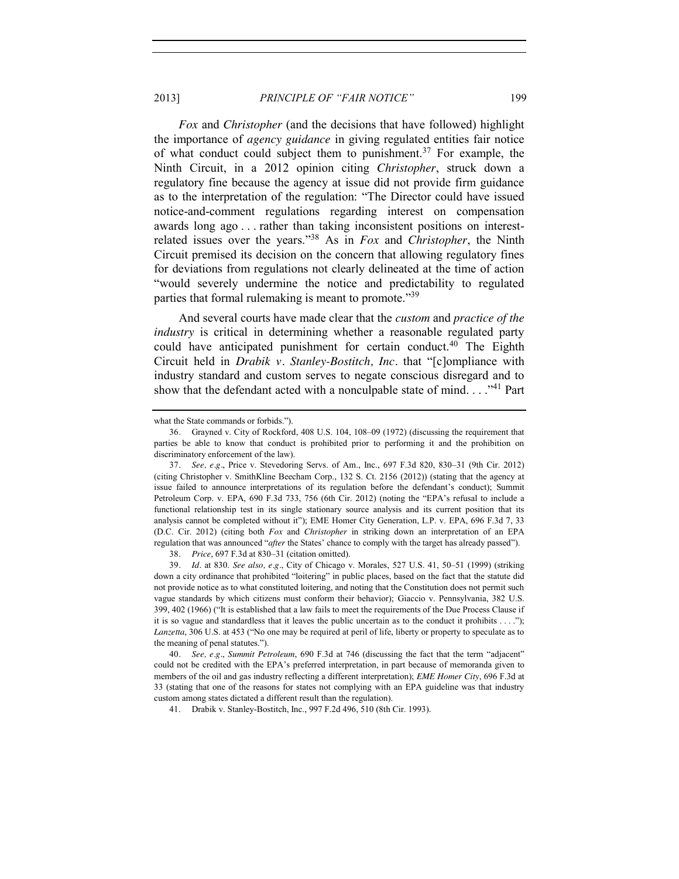*Fox* and *Christopher* (and the decisions that have followed) highlight the importance of *agency guidance* in giving regulated entities fair notice of what conduct could subject them to punishment.[37] For example, the Ninth Circuit, in a 2012 opinion citing *Christopher*, struck down a regulatory fine because the agency at issue did not provide firm guidance as to the interpretation of the regulation: "The Director could have issued notice-and-comment regulations regarding interest on compensation awards long ago . . . rather than taking inconsistent positions on interest-related issues over the years."[38] As in *Fox* and *Christopher*, the Ninth Circuit premised its decision on the concern that allowing regulatory fines for deviations from regulations not clearly delineated at the time of action "would severely undermine the notice and predictability to regulated parties that formal rulemaking is meant to promote."[39]

And several courts have made clear that the *custom* and *practice of the industry* is critical in determining whether a reasonable regulated party could have anticipated punishment for certain conduct.[40] The Eighth Circuit held in *Drabik v. Stanley-Bostitch, Inc.* that "[c]ompliance with industry standard and custom serves to negate conscious disregard and to show that the defendant acted with a nonculpable state of mind. . . ."[41] Part

---

what the State commands or forbids.").

36. Grayned v. City of Rockford, 408 U.S. 104, 108–09 (1972) (discussing the requirement that parties be able to know that conduct is prohibited prior to performing it and the prohibition on discriminatory enforcement of the law).

37. *See, e.g.*, Price v. Stevedoring Servs. of Am., Inc., 697 F.3d 820, 830–31 (9th Cir. 2012) (citing Christopher v. SmithKline Beecham Corp., 132 S. Ct. 2156 (2012)) (stating that the agency at issue failed to announce interpretations of its regulation before the defendant's conduct); Summit Petroleum Corp. v. EPA, 690 F.3d 733, 756 (6th Cir. 2012) (noting the "EPA's refusal to include a functional relationship test in its single stationary source analysis and its current position that its analysis cannot be completed without it"); EME Homer City Generation, L.P. v. EPA, 696 F.3d 7, 33 (D.C. Cir. 2012) (citing both *Fox* and *Christopher* in striking down an interpretation of an EPA regulation that was announced "*after* the States' chance to comply with the target has already passed").

38. *Price*, 697 F.3d at 830–31 (citation omitted).

39. *Id*. at 830. *See also, e.g.*, City of Chicago v. Morales, 527 U.S. 41, 50–51 (1999) (striking down a city ordinance that prohibited "loitering" in public places, based on the fact that the statute did not provide notice as to what constituted loitering, and noting that the Constitution does not permit such vague standards by which citizens must conform their behavior); Giaccio v. Pennsylvania, 382 U.S. 399, 402 (1966) ("It is established that a law fails to meet the requirements of the Due Process Clause if it is so vague and standardless that it leaves the public uncertain as to the conduct it prohibits . . . ."); *Lanzetta*, 306 U.S. at 453 ("No one may be required at peril of life, liberty or property to speculate as to the meaning of penal statutes.").

40. *See, e.g.*, *Summit Petroleum*, 690 F.3d at 746 (discussing the fact that the term "adjacent" could not be credited with the EPA's preferred interpretation, in part because of memoranda given to members of the oil and gas industry reflecting a different interpretation); *EME Homer City*, 696 F.3d at 33 (stating that one of the reasons for states not complying with an EPA guideline was that industry custom among states dictated a different result than the regulation).

41. Drabik v. Stanley-Bostitch, Inc., 997 F.2d 496, 510 (8th Cir. 1993).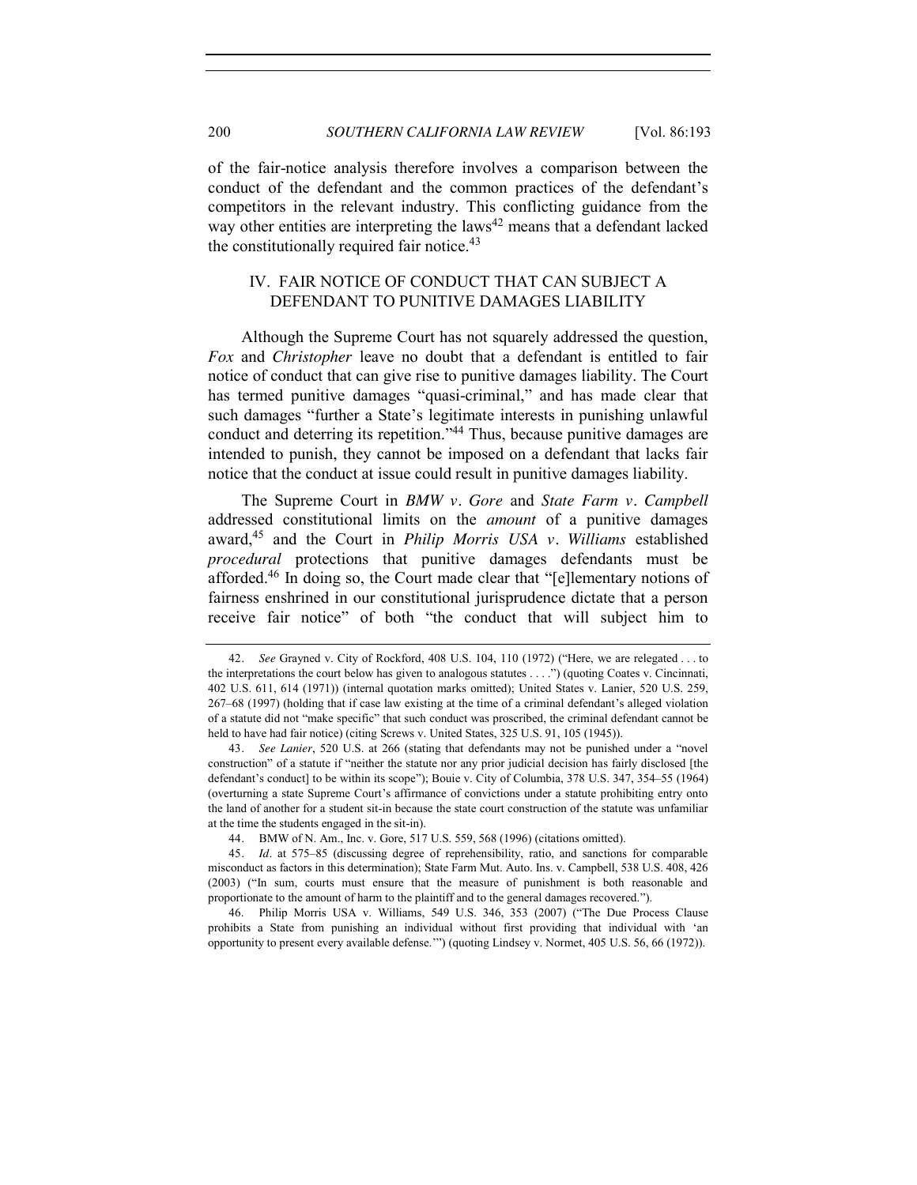of the fair-notice analysis therefore involves a comparison between the conduct of the defendant and the common practices of the defendant's competitors in the relevant industry. This conflicting guidance from the way other entities are interpreting the laws[42] means that a defendant lacked the constitutionally required fair notice.[43]

## IV. FAIR NOTICE OF CONDUCT THAT CAN SUBJECT A DEFENDANT TO PUNITIVE DAMAGES LIABILITY

Although the Supreme Court has not squarely addressed the question, *Fox* and *Christopher* leave no doubt that a defendant is entitled to fair notice of conduct that can give rise to punitive damages liability. The Court has termed punitive damages "quasi-criminal," and has made clear that such damages "further a State's legitimate interests in punishing unlawful conduct and deterring its repetition."[44] Thus, because punitive damages are intended to punish, they cannot be imposed on a defendant that lacks fair notice that the conduct at issue could result in punitive damages liability.

The Supreme Court in *BMW v. Gore* and *State Farm v. Campbell* addressed constitutional limits on the *amount* of a punitive damages award,[45] and the Court in *Philip Morris USA v. Williams* established *procedural* protections that punitive damages defendants must be afforded.[46] In doing so, the Court made clear that "[e]lementary notions of fairness enshrined in our constitutional jurisprudence dictate that a person receive fair notice" of both "the conduct that will subject him to

---

42. *See* Grayned v. City of Rockford, 408 U.S. 104, 110 (1972) ("Here, we are relegated . . . to the interpretations the court below has given to analogous statutes . . . .") (quoting Coates v. Cincinnati, 402 U.S. 611, 614 (1971)) (internal quotation marks omitted); United States v. Lanier, 520 U.S. 259, 267–68 (1997) (holding that if case law existing at the time of a criminal defendant's alleged violation of a statute did not "make specific" that such conduct was proscribed, the criminal defendant cannot be held to have had fair notice) (citing Screws v. United States, 325 U.S. 91, 105 (1945)).

43. *See Lanier*, 520 U.S. at 266 (stating that defendants may not be punished under a "novel construction" of a statute if "neither the statute nor any prior judicial decision has fairly disclosed [the defendant's conduct] to be within its scope"); Bouie v. City of Columbia, 378 U.S. 347, 354–55 (1964) (overturning a state Supreme Court's affirmance of convictions under a statute prohibiting entry onto the land of another for a student sit-in because the state court construction of the statute was unfamiliar at the time the students engaged in the sit-in).

44. BMW of N. Am., Inc. v. Gore, 517 U.S. 559, 568 (1996) (citations omitted).

45. *Id*. at 575–85 (discussing degree of reprehensibility, ratio, and sanctions for comparable misconduct as factors in this determination); State Farm Mut. Auto. Ins. v. Campbell, 538 U.S. 408, 426 (2003) ("In sum, courts must ensure that the measure of punishment is both reasonable and proportionate to the amount of harm to the plaintiff and to the general damages recovered.").

46. Philip Morris USA v. Williams, 549 U.S. 346, 353 (2007) ("The Due Process Clause prohibits a State from punishing an individual without first providing that individual with 'an opportunity to present every available defense.'") (quoting Lindsey v. Normet, 405 U.S. 56, 66 (1972)).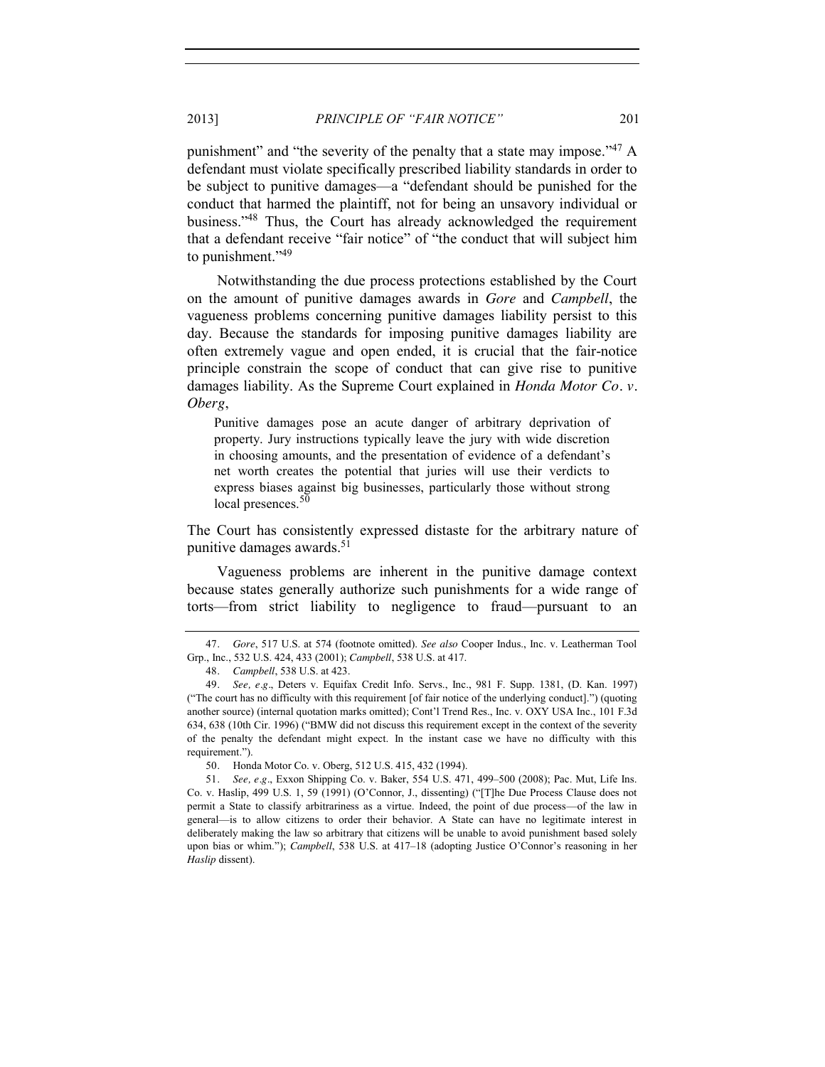punishment" and "the severity of the penalty that a state may impose."[47] A defendant must violate specifically prescribed liability standards in order to be subject to punitive damages—a "defendant should be punished for the conduct that harmed the plaintiff, not for being an unsavory individual or business."[48] Thus, the Court has already acknowledged the requirement that a defendant receive "fair notice" of "the conduct that will subject him to punishment."[49]

Notwithstanding the due process protections established by the Court on the amount of punitive damages awards in *Gore* and *Campbell*, the vagueness problems concerning punitive damages liability persist to this day. Because the standards for imposing punitive damages liability are often extremely vague and open ended, it is crucial that the fair-notice principle constrain the scope of conduct that can give rise to punitive damages liability. As the Supreme Court explained in *Honda Motor Co. v. Oberg*,

> Punitive damages pose an acute danger of arbitrary deprivation of property. Jury instructions typically leave the jury with wide discretion in choosing amounts, and the presentation of evidence of a defendant's net worth creates the potential that juries will use their verdicts to express biases against big businesses, particularly those without strong local presences.[50]

The Court has consistently expressed distaste for the arbitrary nature of punitive damages awards.[51]

Vagueness problems are inherent in the punitive damage context because states generally authorize such punishments for a wide range of torts—from strict liability to negligence to fraud—pursuant to an

---

47. *Gore*, 517 U.S. at 574 (footnote omitted). *See also* Cooper Indus., Inc. v. Leatherman Tool Grp., Inc., 532 U.S. 424, 433 (2001); *Campbell*, 538 U.S. at 417.

48. *Campbell*, 538 U.S. at 423.

49. *See, e.g.*, Deters v. Equifax Credit Info. Servs., Inc., 981 F. Supp. 1381, (D. Kan. 1997) ("The court has no difficulty with this requirement [of fair notice of the underlying conduct].") (quoting another source) (internal quotation marks omitted); Cont'l Trend Res., Inc. v. OXY USA Inc., 101 F.3d 634, 638 (10th Cir. 1996) ("BMW did not discuss this requirement except in the context of the severity of the penalty the defendant might expect. In the instant case we have no difficulty with this requirement.").

50. Honda Motor Co. v. Oberg, 512 U.S. 415, 432 (1994).

51. *See, e.g.*, Exxon Shipping Co. v. Baker, 554 U.S. 471, 499–500 (2008); Pac. Mut, Life Ins. Co. v. Haslip, 499 U.S. 1, 59 (1991) (O'Connor, J., dissenting) ("[T]he Due Process Clause does not permit a State to classify arbitrariness as a virtue. Indeed, the point of due process—of the law in general—is to allow citizens to order their behavior. A State can have no legitimate interest in deliberately making the law so arbitrary that citizens will be unable to avoid punishment based solely upon bias or whim."); *Campbell*, 538 U.S. at 417–18 (adopting Justice O'Connor's reasoning in her *Haslip* dissent).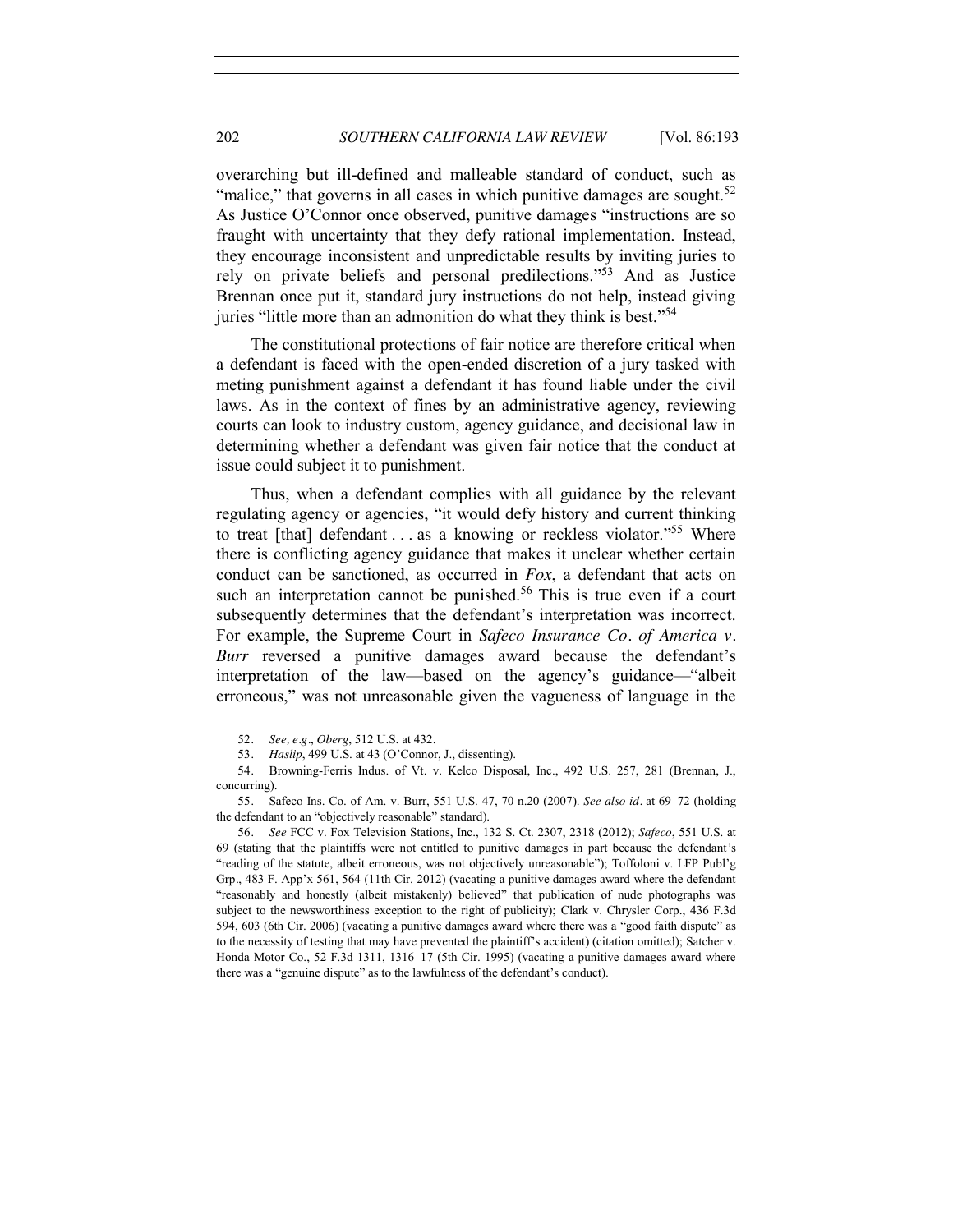overarching but ill-defined and malleable standard of conduct, such as "malice," that governs in all cases in which punitive damages are sought.[52] As Justice O'Connor once observed, punitive damages "instructions are so fraught with uncertainty that they defy rational implementation. Instead, they encourage inconsistent and unpredictable results by inviting juries to rely on private beliefs and personal predilections."[53] And as Justice Brennan once put it, standard jury instructions do not help, instead giving juries "little more than an admonition do what they think is best."[54]

The constitutional protections of fair notice are therefore critical when a defendant is faced with the open-ended discretion of a jury tasked with meting punishment against a defendant it has found liable under the civil laws. As in the context of fines by an administrative agency, reviewing courts can look to industry custom, agency guidance, and decisional law in determining whether a defendant was given fair notice that the conduct at issue could subject it to punishment.

Thus, when a defendant complies with all guidance by the relevant regulating agency or agencies, "it would defy history and current thinking to treat [that] defendant . . . as a knowing or reckless violator."[55] Where there is conflicting agency guidance that makes it unclear whether certain conduct can be sanctioned, as occurred in *Fox*, a defendant that acts on such an interpretation cannot be punished.[56] This is true even if a court subsequently determines that the defendant's interpretation was incorrect. For example, the Supreme Court in *Safeco Insurance Co. of America v. Burr* reversed a punitive damages award because the defendant's interpretation of the law—based on the agency's guidance—"albeit erroneous," was not unreasonable given the vagueness of language in the

---

52. *See, e.g.*, *Oberg*, 512 U.S. at 432.

53. *Haslip*, 499 U.S. at 43 (O'Connor, J., dissenting).

54. Browning-Ferris Indus. of Vt. v. Kelco Disposal, Inc., 492 U.S. 257, 281 (Brennan, J., concurring).

55. Safeco Ins. Co. of Am. v. Burr, 551 U.S. 47, 70 n.20 (2007). *See also id*. at 69–72 (holding the defendant to an "objectively reasonable" standard).

56. *See* FCC v. Fox Television Stations, Inc., 132 S. Ct. 2307, 2318 (2012); *Safeco*, 551 U.S. at 69 (stating that the plaintiffs were not entitled to punitive damages in part because the defendant's "reading of the statute, albeit erroneous, was not objectively unreasonable"); Toffoloni v. LFP Publ'g Grp., 483 F. App'x 561, 564 (11th Cir. 2012) (vacating a punitive damages award where the defendant "reasonably and honestly (albeit mistakenly) believed" that publication of nude photographs was subject to the newsworthiness exception to the right of publicity); Clark v. Chrysler Corp., 436 F.3d 594, 603 (6th Cir. 2006) (vacating a punitive damages award where there was a "good faith dispute" as to the necessity of testing that may have prevented the plaintiff's accident) (citation omitted); Satcher v. Honda Motor Co., 52 F.3d 1311, 1316–17 (5th Cir. 1995) (vacating a punitive damages award where there was a "genuine dispute" as to the lawfulness of the defendant's conduct).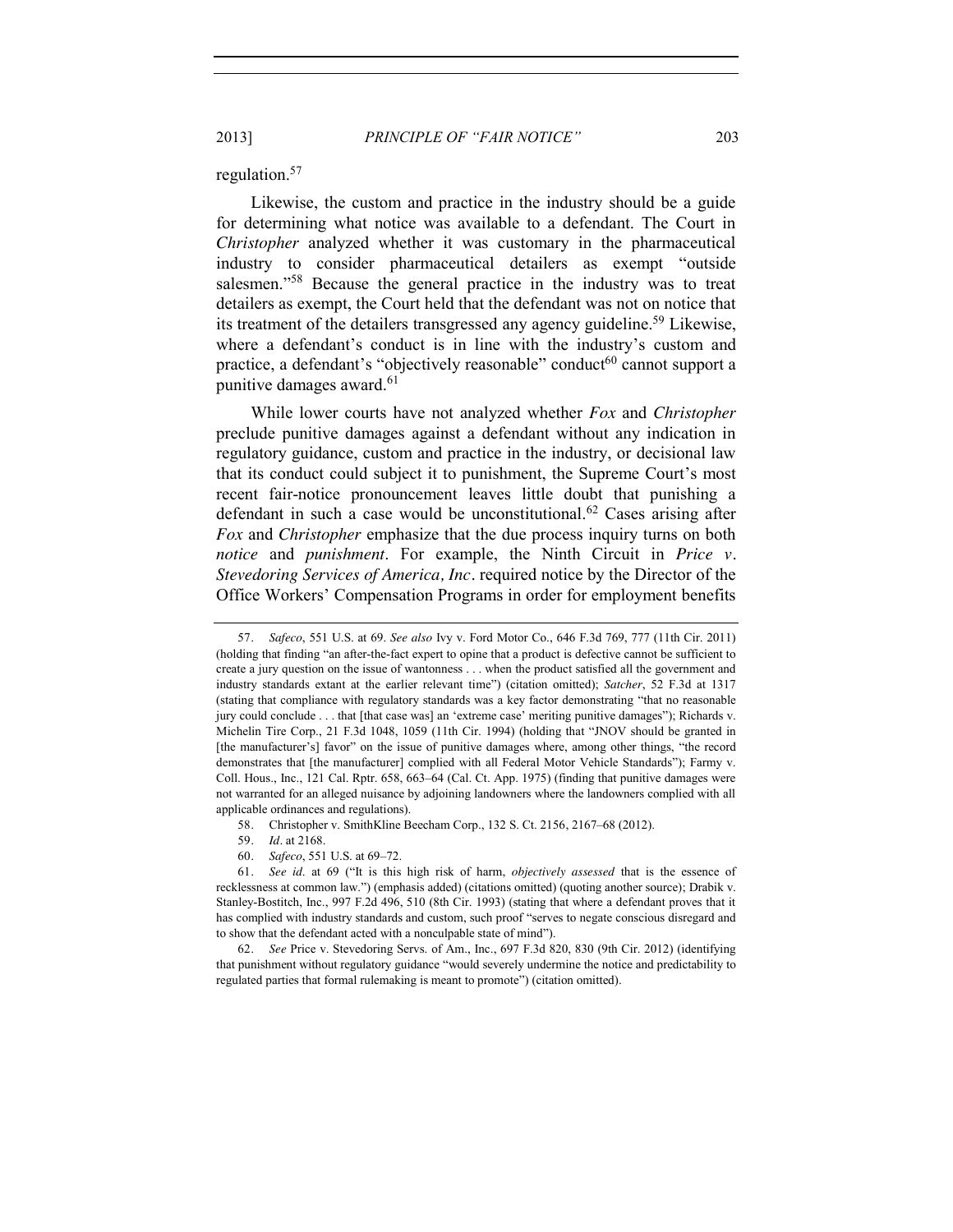regulation.[57]

Likewise, the custom and practice in the industry should be a guide for determining what notice was available to a defendant. The Court in *Christopher* analyzed whether it was customary in the pharmaceutical industry to consider pharmaceutical detailers as exempt "outside salesmen."[58] Because the general practice in the industry was to treat detailers as exempt, the Court held that the defendant was not on notice that its treatment of the detailers transgressed any agency guideline.[59] Likewise, where a defendant's conduct is in line with the industry's custom and practice, a defendant's "objectively reasonable" conduct[60] cannot support a punitive damages award.[61]

While lower courts have not analyzed whether *Fox* and *Christopher* preclude punitive damages against a defendant without any indication in regulatory guidance, custom and practice in the industry, or decisional law that its conduct could subject it to punishment, the Supreme Court's most recent fair-notice pronouncement leaves little doubt that punishing a defendant in such a case would be unconstitutional.[62] Cases arising after *Fox* and *Christopher* emphasize that the due process inquiry turns on both *notice* and *punishment*. For example, the Ninth Circuit in *Price v. Stevedoring Services of America, Inc*. required notice by the Director of the Office Workers' Compensation Programs in order for employment benefits

---

57. *Safeco*, 551 U.S. at 69. *See also* Ivy v. Ford Motor Co., 646 F.3d 769, 777 (11th Cir. 2011) (holding that finding "an after-the-fact expert to opine that a product is defective cannot be sufficient to create a jury question on the issue of wantonness . . . when the product satisfied all the government and industry standards extant at the earlier relevant time") (citation omitted); *Satcher*, 52 F.3d at 1317 (stating that compliance with regulatory standards was a key factor demonstrating "that no reasonable jury could conclude . . . that [that case was] an 'extreme case' meriting punitive damages"); Richards v. Michelin Tire Corp., 21 F.3d 1048, 1059 (11th Cir. 1994) (holding that "JNOV should be granted in [the manufacturer's] favor" on the issue of punitive damages where, among other things, "the record demonstrates that [the manufacturer] complied with all Federal Motor Vehicle Standards"); Farmy v. Coll. Hous., Inc., 121 Cal. Rptr. 658, 663–64 (Cal. Ct. App. 1975) (finding that punitive damages were not warranted for an alleged nuisance by adjoining landowners where the landowners complied with all applicable ordinances and regulations).

58. Christopher v. SmithKline Beecham Corp., 132 S. Ct. 2156, 2167–68 (2012).

59. *Id*. at 2168.

60. *Safeco*, 551 U.S. at 69–72.

61. *See id*. at 69 ("It is this high risk of harm, *objectively assessed* that is the essence of recklessness at common law.") (emphasis added) (citations omitted) (quoting another source); Drabik v. Stanley-Bostitch, Inc., 997 F.2d 496, 510 (8th Cir. 1993) (stating that where a defendant proves that it has complied with industry standards and custom, such proof "serves to negate conscious disregard and to show that the defendant acted with a nonculpable state of mind").

62. *See* Price v. Stevedoring Servs. of Am., Inc., 697 F.3d 820, 830 (9th Cir. 2012) (identifying that punishment without regulatory guidance "would severely undermine the notice and predictability to regulated parties that formal rulemaking is meant to promote") (citation omitted).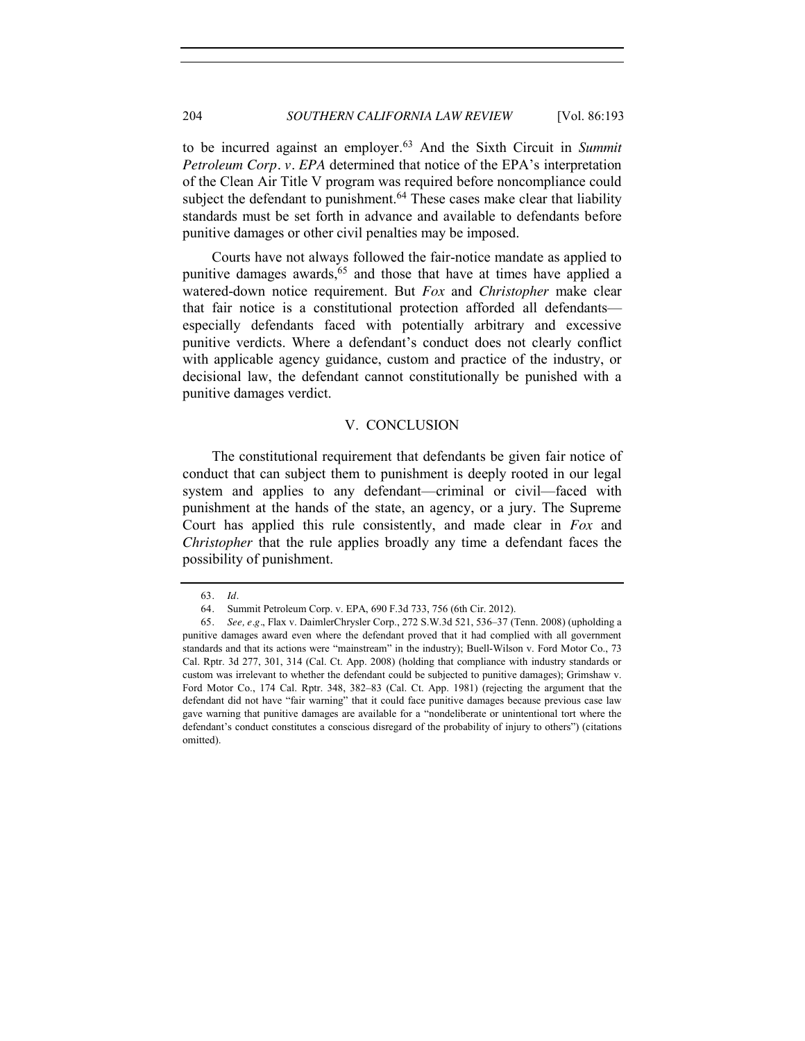to be incurred against an employer.[63] And the Sixth Circuit in *Summit Petroleum Corp. v. EPA* determined that notice of the EPA's interpretation of the Clean Air Title V program was required before noncompliance could subject the defendant to punishment.[64] These cases make clear that liability standards must be set forth in advance and available to defendants before punitive damages or other civil penalties may be imposed.

Courts have not always followed the fair-notice mandate as applied to punitive damages awards,[65] and those that have at times have applied a watered-down notice requirement. But *Fox* and *Christopher* make clear that fair notice is a constitutional protection afforded all defendants—especially defendants faced with potentially arbitrary and excessive punitive verdicts. Where a defendant's conduct does not clearly conflict with applicable agency guidance, custom and practice of the industry, or decisional law, the defendant cannot constitutionally be punished with a punitive damages verdict.

## V. CONCLUSION

The constitutional requirement that defendants be given fair notice of conduct that can subject them to punishment is deeply rooted in our legal system and applies to any defendant—criminal or civil—faced with punishment at the hands of the state, an agency, or a jury. The Supreme Court has applied this rule consistently, and made clear in *Fox* and *Christopher* that the rule applies broadly any time a defendant faces the possibility of punishment.

---

63. *Id*.

64. Summit Petroleum Corp. v. EPA, 690 F.3d 733, 756 (6th Cir. 2012).

65. *See, e.g.*, Flax v. DaimlerChrysler Corp., 272 S.W.3d 521, 536–37 (Tenn. 2008) (upholding a punitive damages award even where the defendant proved that it had complied with all government standards and that its actions were "mainstream" in the industry); Buell-Wilson v. Ford Motor Co., 73 Cal. Rptr. 3d 277, 301, 314 (Cal. Ct. App. 2008) (holding that compliance with industry standards or custom was irrelevant to whether the defendant could be subjected to punitive damages); Grimshaw v. Ford Motor Co., 174 Cal. Rptr. 348, 382–83 (Cal. Ct. App. 1981) (rejecting the argument that the defendant did not have "fair warning" that it could face punitive damages because previous case law gave warning that punitive damages are available for a "nondeliberate or unintentional tort where the defendant's conduct constitutes a conscious disregard of the probability of injury to others") (citations omitted).